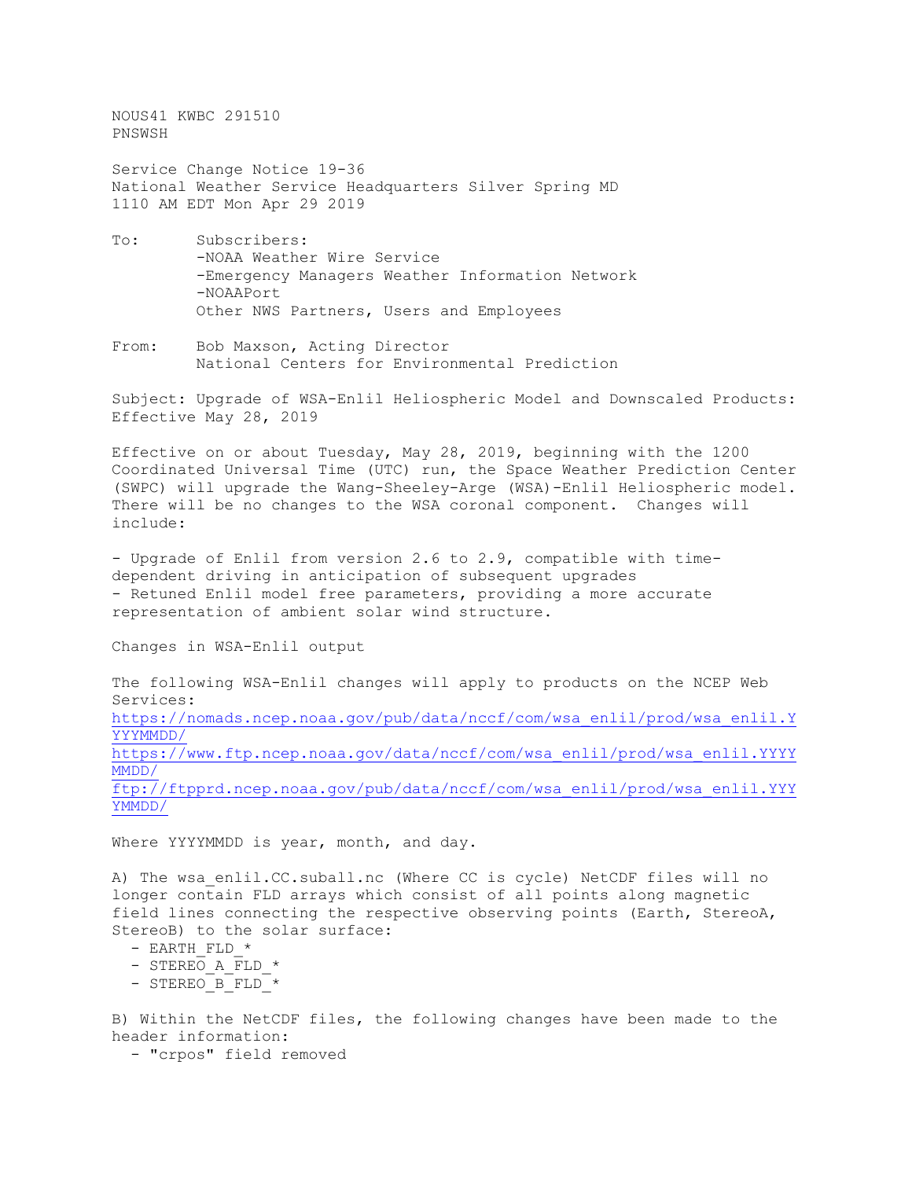NOUS41 KWBC 291510
PNSWSH

Service Change Notice 19-36
National Weather Service Headquarters Silver Spring MD
1110 AM EDT Mon Apr 29 2019

To: Subscribers:
-NOAA Weather Wire Service
-Emergency Managers Weather Information Network
-NOAAPort
Other NWS Partners, Users and Employees

From: Bob Maxson, Acting Director
National Centers for Environmental Prediction

Subject: Upgrade of WSA-Enlil Heliospheric Model and Downscaled Products: Effective May 28, 2019

Effective on or about Tuesday, May 28, 2019, beginning with the 1200 Coordinated Universal Time (UTC) run, the Space Weather Prediction Center (SWPC) will upgrade the Wang-Sheeley-Arge (WSA)-Enlil Heliospheric model. There will be no changes to the WSA coronal component. Changes will include:

- Upgrade of Enlil from version 2.6 to 2.9, compatible with time-dependent driving in anticipation of subsequent upgrades
- Retuned Enlil model free parameters, providing a more accurate representation of ambient solar wind structure.

Changes in WSA-Enlil output

The following WSA-Enlil changes will apply to products on the NCEP Web Services:
https://nomads.ncep.noaa.gov/pub/data/nccf/com/wsa_enlil/prod/wsa_enlil.YYYYMMDD/
https://www.ftp.ncep.noaa.gov/data/nccf/com/wsa_enlil/prod/wsa_enlil.YYYYMMDD/
ftp://ftpprd.ncep.noaa.gov/pub/data/nccf/com/wsa_enlil/prod/wsa_enlil.YYYYMMDD/

Where YYYYMMDD is year, month, and day.

A) The wsa_enlil.CC.suball.nc (Where CC is cycle) NetCDF files will no longer contain FLD arrays which consist of all points along magnetic field lines connecting the respective observing points (Earth, StereoA, StereoB) to the solar surface:
- EARTH_FLD_*
- STEREO_A_FLD_*
- STEREO_B_FLD_*

B) Within the NetCDF files, the following changes have been made to the header information:
- "crpos" field removed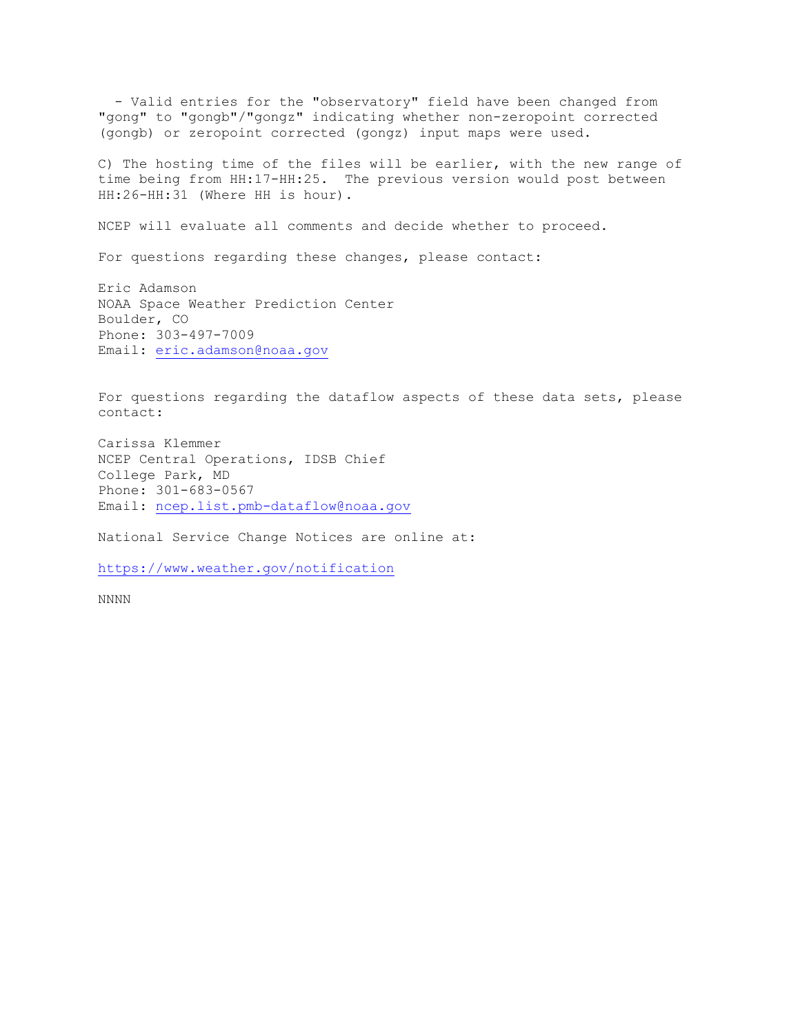- Valid entries for the "observatory" field have been changed from "gong" to "gongb"/"gongz" indicating whether non-zeropoint corrected (gongb) or zeropoint corrected (gongz) input maps were used.

C) The hosting time of the files will be earlier, with the new range of time being from HH:17-HH:25. The previous version would post between HH:26-HH:31 (Where HH is hour).

NCEP will evaluate all comments and decide whether to proceed.

For questions regarding these changes, please contact:

Eric Adamson
NOAA Space Weather Prediction Center
Boulder, CO
Phone: 303-497-7009
Email: eric.adamson@noaa.gov

For questions regarding the dataflow aspects of these data sets, please contact:

Carissa Klemmer
NCEP Central Operations, IDSB Chief
College Park, MD
Phone: 301-683-0567
Email: ncep.list.pmb-dataflow@noaa.gov

National Service Change Notices are online at:

https://www.weather.gov/notification

NNNN